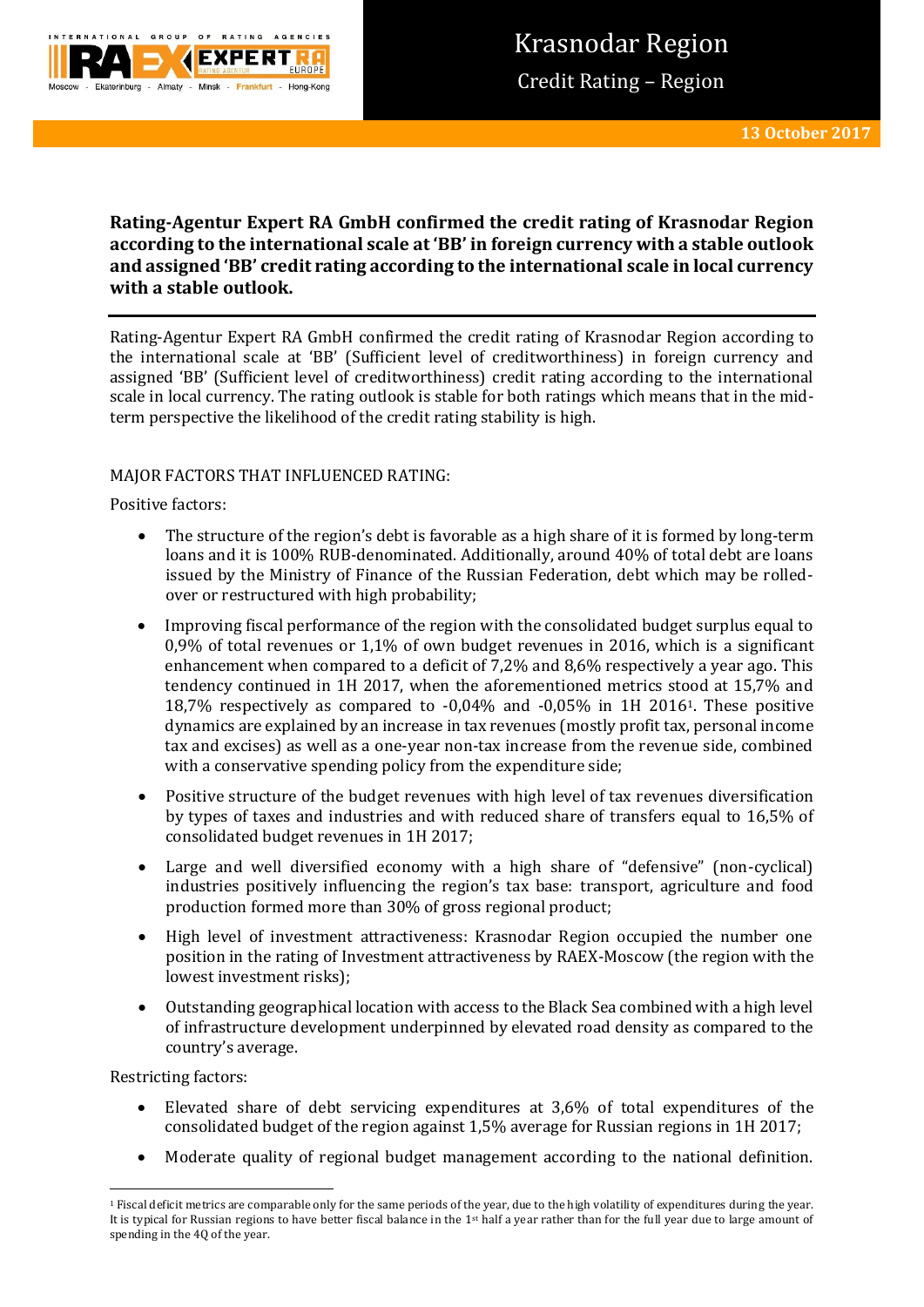# Krasnodar Region

Credit Rating – Region

13 October 2017

**Rating-Agentur Expert RA GmbH confirmed the credit rating of Krasnodar Region according to the international scale at 'BB' in foreign currency with a stable outlook and assigned 'BB' credit rating according to the international scale in local currency with a stable outlook.**

Rating-Agentur Expert RA GmbH confirmed the credit rating of Krasnodar Region according to the international scale at 'BB' (Sufficient level of creditworthiness) in foreign currency and assigned 'BB' (Sufficient level of creditworthiness) credit rating according to the international scale in local currency. The rating outlook is stable for both ratings which means that in the mid-term perspective the likelihood of the credit rating stability is high.

MAJOR FACTORS THAT INFLUENCED RATING:

Positive factors:

- The structure of the region's debt is favorable as a high share of it is formed by long-term loans and it is 100% RUB-denominated. Additionally, around 40% of total debt are loans issued by the Ministry of Finance of the Russian Federation, debt which may be rolled-over or restructured with high probability;
- Improving fiscal performance of the region with the consolidated budget surplus equal to 0,9% of total revenues or 1,1% of own budget revenues in 2016, which is a significant enhancement when compared to a deficit of 7,2% and 8,6% respectively a year ago. This tendency continued in 1H 2017, when the aforementioned metrics stood at 15,7% and 18,7% respectively as compared to -0,04% and -0,05% in 1H 2016[1]. These positive dynamics are explained by an increase in tax revenues (mostly profit tax, personal income tax and excises) as well as a one-year non-tax increase from the revenue side, combined with a conservative spending policy from the expenditure side;
- Positive structure of the budget revenues with high level of tax revenues diversification by types of taxes and industries and with reduced share of transfers equal to 16,5% of consolidated budget revenues in 1H 2017;
- Large and well diversified economy with a high share of "defensive" (non-cyclical) industries positively influencing the region's tax base: transport, agriculture and food production formed more than 30% of gross regional product;
- High level of investment attractiveness: Krasnodar Region occupied the number one position in the rating of Investment attractiveness by RAEX-Moscow (the region with the lowest investment risks);
- Outstanding geographical location with access to the Black Sea combined with a high level of infrastructure development underpinned by elevated road density as compared to the country's average.

Restricting factors:

- Elevated share of debt servicing expenditures at 3,6% of total expenditures of the consolidated budget of the region against 1,5% average for Russian regions in 1H 2017;
- Moderate quality of regional budget management according to the national definition.

[1] Fiscal deficit metrics are comparable only for the same periods of the year, due to the high volatility of expenditures during the year. It is typical for Russian regions to have better fiscal balance in the 1st half a year rather than for the full year due to large amount of spending in the 4Q of the year.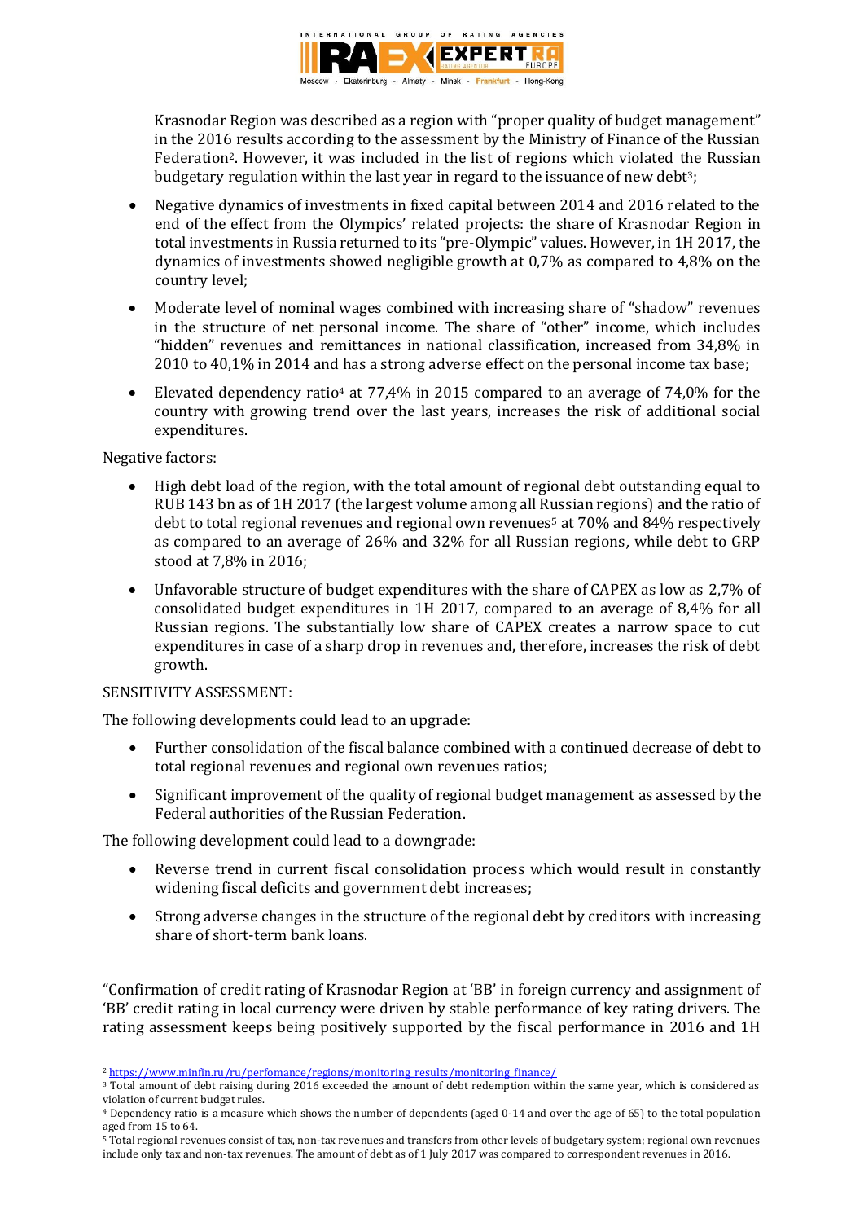Krasnodar Region was described as a region with "proper quality of budget management" in the 2016 results according to the assessment by the Ministry of Finance of the Russian Federation[2]. However, it was included in the list of regions which violated the Russian budgetary regulation within the last year in regard to the issuance of new debt[3];

- Negative dynamics of investments in fixed capital between 2014 and 2016 related to the end of the effect from the Olympics' related projects: the share of Krasnodar Region in total investments in Russia returned to its "pre-Olympic" values. However, in 1H 2017, the dynamics of investments showed negligible growth at 0,7% as compared to 4,8% on the country level;
- Moderate level of nominal wages combined with increasing share of "shadow" revenues in the structure of net personal income. The share of "other" income, which includes "hidden" revenues and remittances in national classification, increased from 34,8% in 2010 to 40,1% in 2014 and has a strong adverse effect on the personal income tax base;
- Elevated dependency ratio[4] at 77,4% in 2015 compared to an average of 74,0% for the country with growing trend over the last years, increases the risk of additional social expenditures.

Negative factors:

- High debt load of the region, with the total amount of regional debt outstanding equal to RUB 143 bn as of 1H 2017 (the largest volume among all Russian regions) and the ratio of debt to total regional revenues and regional own revenues[5] at 70% and 84% respectively as compared to an average of 26% and 32% for all Russian regions, while debt to GRP stood at 7,8% in 2016;
- Unfavorable structure of budget expenditures with the share of CAPEX as low as 2,7% of consolidated budget expenditures in 1H 2017, compared to an average of 8,4% for all Russian regions. The substantially low share of CAPEX creates a narrow space to cut expenditures in case of a sharp drop in revenues and, therefore, increases the risk of debt growth.

SENSITIVITY ASSESSMENT:

The following developments could lead to an upgrade:

- Further consolidation of the fiscal balance combined with a continued decrease of debt to total regional revenues and regional own revenues ratios;
- Significant improvement of the quality of regional budget management as assessed by the Federal authorities of the Russian Federation.

The following development could lead to a downgrade:

- Reverse trend in current fiscal consolidation process which would result in constantly widening fiscal deficits and government debt increases;
- Strong adverse changes in the structure of the regional debt by creditors with increasing share of short-term bank loans.

"Confirmation of credit rating of Krasnodar Region at 'BB' in foreign currency and assignment of 'BB' credit rating in local currency were driven by stable performance of key rating drivers. The rating assessment keeps being positively supported by the fiscal performance in 2016 and 1H

---

[2] https://www.minfin.ru/ru/perfomance/regions/monitoring_results/monitoring_finance/

[3] Total amount of debt raising during 2016 exceeded the amount of debt redemption within the same year, which is considered as violation of current budget rules.

[4] Dependency ratio is a measure which shows the number of dependents (aged 0-14 and over the age of 65) to the total population aged from 15 to 64.

[5] Total regional revenues consist of tax, non-tax revenues and transfers from other levels of budgetary system; regional own revenues include only tax and non-tax revenues. The amount of debt as of 1 July 2017 was compared to correspondent revenues in 2016.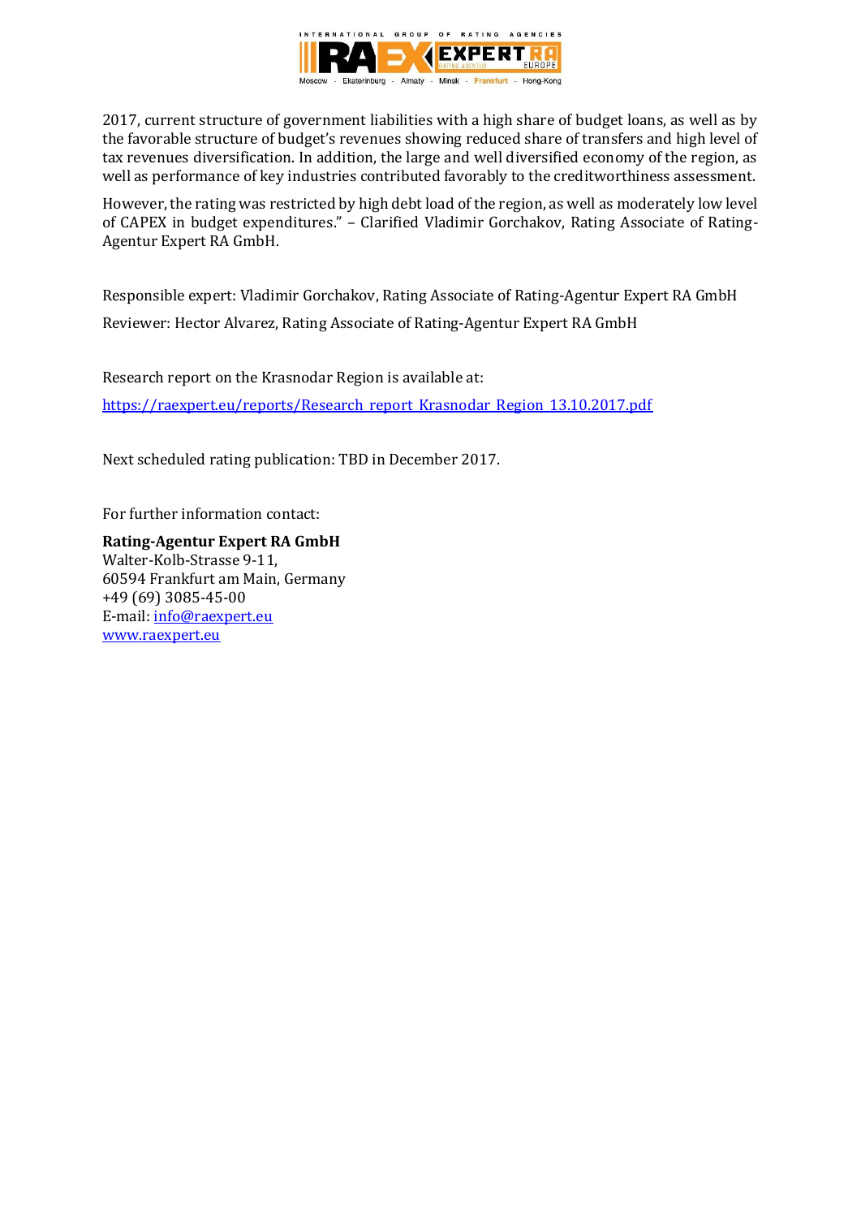2017, current structure of government liabilities with a high share of budget loans, as well as by the favorable structure of budget's revenues showing reduced share of transfers and high level of tax revenues diversification. In addition, the large and well diversified economy of the region, as well as performance of key industries contributed favorably to the creditworthiness assessment.

However, the rating was restricted by high debt load of the region, as well as moderately low level of CAPEX in budget expenditures." – Clarified Vladimir Gorchakov, Rating Associate of Rating-Agentur Expert RA GmbH.

Responsible expert: Vladimir Gorchakov, Rating Associate of Rating-Agentur Expert RA GmbH

Reviewer: Hector Alvarez, Rating Associate of Rating-Agentur Expert RA GmbH

Research report on the Krasnodar Region is available at:

https://raexpert.eu/reports/Research_report_Krasnodar_Region_13.10.2017.pdf

Next scheduled rating publication: TBD in December 2017.

For further information contact:

**Rating-Agentur Expert RA GmbH**
Walter-Kolb-Strasse 9-11,
60594 Frankfurt am Main, Germany
+49 (69) 3085-45-00
E-mail: info@raexpert.eu
www.raexpert.eu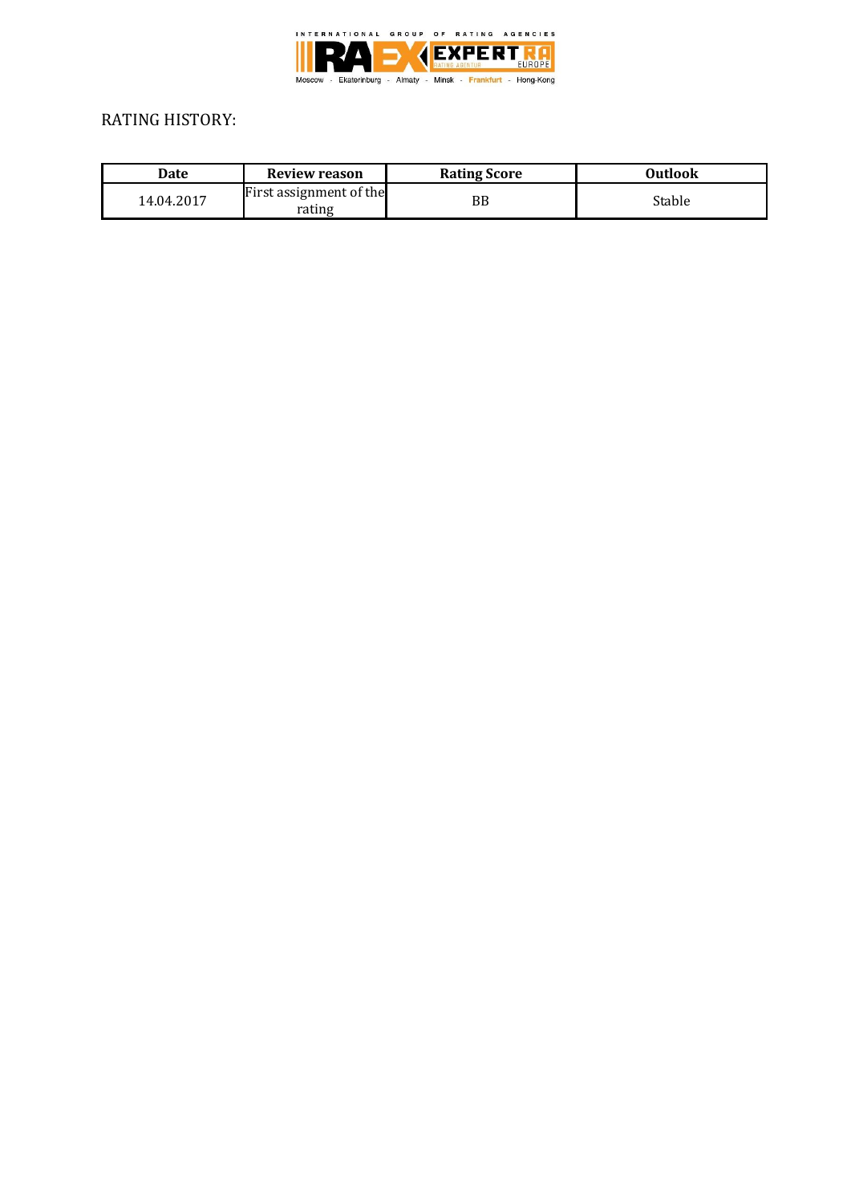RATING HISTORY:

| Date | Review reason | Rating Score | Outlook |
|---|---|---|---|
| 14.04.2017 | First assignment of the rating | BB | Stable |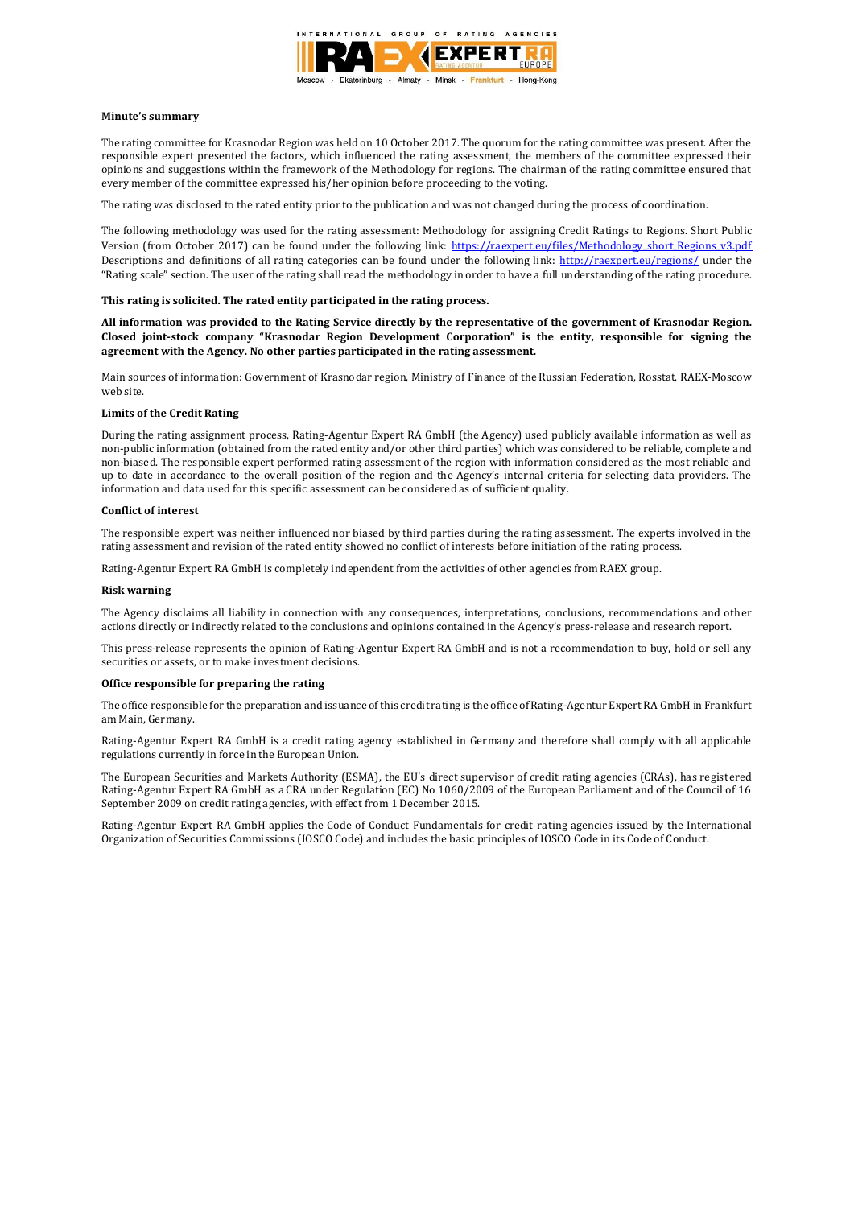**Minute's summary**

The rating committee for Krasnodar Region was held on 10 October 2017. The quorum for the rating committee was present. After the responsible expert presented the factors, which influenced the rating assessment, the members of the committee expressed their opinions and suggestions within the framework of the Methodology for regions. The chairman of the rating committee ensured that every member of the committee expressed his/her opinion before proceeding to the voting.

The rating was disclosed to the rated entity prior to the publication and was not changed during the process of coordination.

The following methodology was used for the rating assessment: Methodology for assigning Credit Ratings to Regions. Short Public Version (from October 2017) can be found under the following link: https://raexpert.eu/files/Methodology_short_Regions_v3.pdf Descriptions and definitions of all rating categories can be found under the following link: http://raexpert.eu/regions/ under the "Rating scale" section. The user of the rating shall read the methodology in order to have a full understanding of the rating procedure.

**This rating is solicited. The rated entity participated in the rating process.**

**All information was provided to the Rating Service directly by the representative of the government of Krasnodar Region. Closed joint-stock company "Krasnodar Region Development Corporation" is the entity, responsible for signing the agreement with the Agency. No other parties participated in the rating assessment.**

Main sources of information: Government of Krasnodar region, Ministry of Finance of the Russian Federation, Rosstat, RAEX-Moscow web site.

**Limits of the Credit Rating**

During the rating assignment process, Rating-Agentur Expert RA GmbH (the Agency) used publicly available information as well as non-public information (obtained from the rated entity and/or other third parties) which was considered to be reliable, complete and non-biased. The responsible expert performed rating assessment of the region with information considered as the most reliable and up to date in accordance to the overall position of the region and the Agency's internal criteria for selecting data providers. The information and data used for this specific assessment can be considered as of sufficient quality.

**Conflict of interest**

The responsible expert was neither influenced nor biased by third parties during the rating assessment. The experts involved in the rating assessment and revision of the rated entity showed no conflict of interests before initiation of the rating process.

Rating-Agentur Expert RA GmbH is completely independent from the activities of other agencies from RAEX group.

**Risk warning**

The Agency disclaims all liability in connection with any consequences, interpretations, conclusions, recommendations and other actions directly or indirectly related to the conclusions and opinions contained in the Agency's press-release and research report.

This press-release represents the opinion of Rating-Agentur Expert RA GmbH and is not a recommendation to buy, hold or sell any securities or assets, or to make investment decisions.

**Office responsible for preparing the rating**

The office responsible for the preparation and issuance of this credit rating is the office of Rating-Agentur Expert RA GmbH in Frankfurt am Main, Germany.

Rating-Agentur Expert RA GmbH is a credit rating agency established in Germany and therefore shall comply with all applicable regulations currently in force in the European Union.

The European Securities and Markets Authority (ESMA), the EU's direct supervisor of credit rating agencies (CRAs), has registered Rating-Agentur Expert RA GmbH as a CRA under Regulation (EC) No 1060/2009 of the European Parliament and of the Council of 16 September 2009 on credit rating agencies, with effect from 1 December 2015.

Rating-Agentur Expert RA GmbH applies the Code of Conduct Fundamentals for credit rating agencies issued by the International Organization of Securities Commissions (IOSCO Code) and includes the basic principles of IOSCO Code in its Code of Conduct.